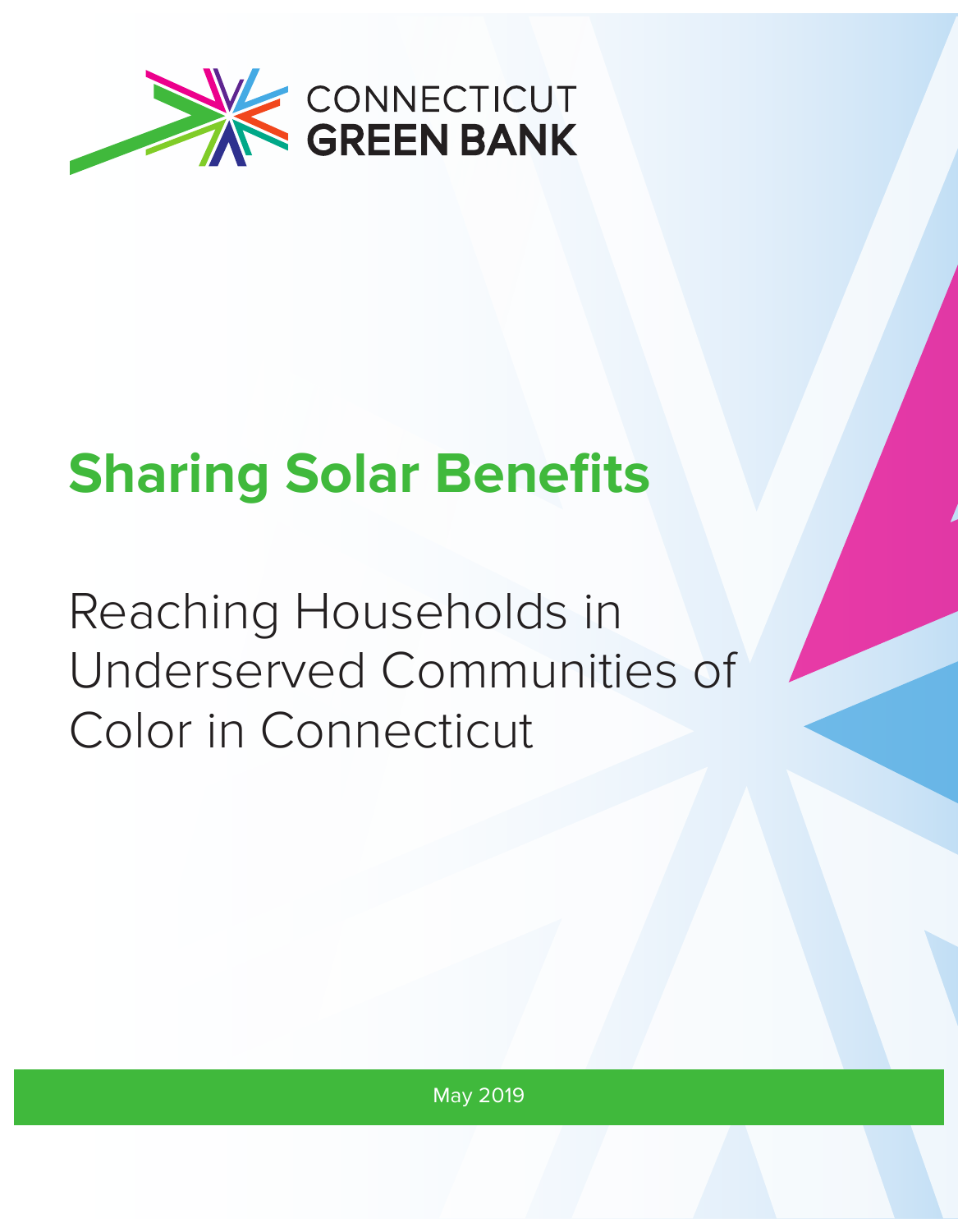CONNECTICUT GREEN BANK

# Sharing Solar Benefits

## Reaching Households in Underserved Communities of Color in Connecticut

May 2019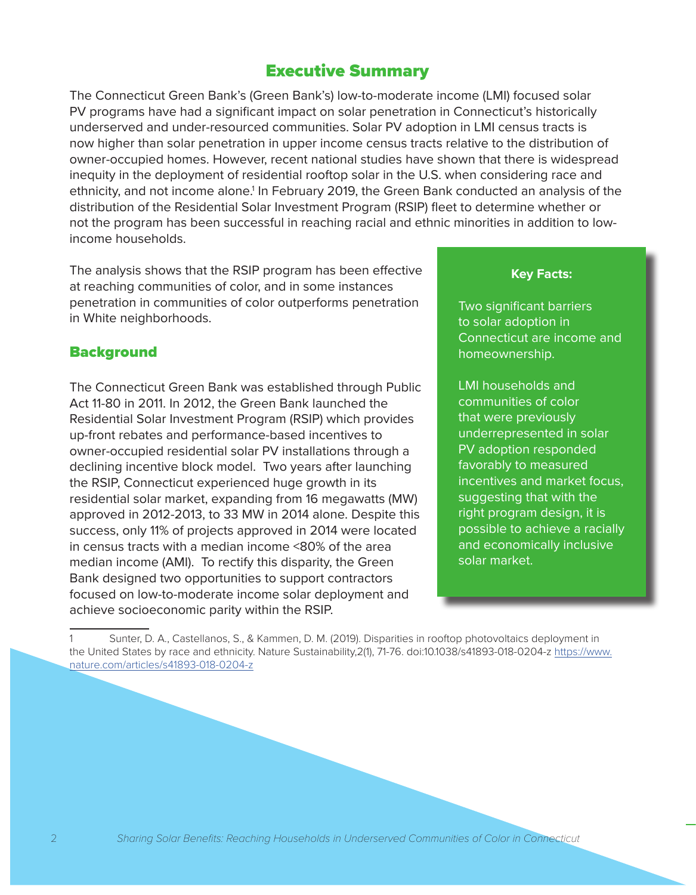## Executive Summary

The Connecticut Green Bank's (Green Bank's) low-to-moderate income (LMI) focused solar PV programs have had a significant impact on solar penetration in Connecticut's historically underserved and under-resourced communities. Solar PV adoption in LMI census tracts is now higher than solar penetration in upper income census tracts relative to the distribution of owner-occupied homes. However, recent national studies have shown that there is widespread inequity in the deployment of residential rooftop solar in the U.S. when considering race and ethnicity, and not income alone.[1] In February 2019, the Green Bank conducted an analysis of the distribution of the Residential Solar Investment Program (RSIP) fleet to determine whether or not the program has been successful in reaching racial and ethnic minorities in addition to low-income households.

The analysis shows that the RSIP program has been effective at reaching communities of color, and in some instances penetration in communities of color outperforms penetration in White neighborhoods.

### Background

The Connecticut Green Bank was established through Public Act 11-80 in 2011. In 2012, the Green Bank launched the Residential Solar Investment Program (RSIP) which provides up-front rebates and performance-based incentives to owner-occupied residential solar PV installations through a declining incentive block model. Two years after launching the RSIP, Connecticut experienced huge growth in its residential solar market, expanding from 16 megawatts (MW) approved in 2012-2013, to 33 MW in 2014 alone. Despite this success, only 11% of projects approved in 2014 were located in census tracts with a median income <80% of the area median income (AMI). To rectify this disparity, the Green Bank designed two opportunities to support contractors focused on low-to-moderate income solar deployment and achieve socioeconomic parity within the RSIP.

**Key Facts:**

Two significant barriers to solar adoption in Connecticut are income and homeownership.

LMI households and communities of color that were previously underrepresented in solar PV adoption responded favorably to measured incentives and market focus, suggesting that with the right program design, it is possible to achieve a racially and economically inclusive solar market.

---

1 Sunter, D. A., Castellanos, S., & Kammen, D. M. (2019). Disparities in rooftop photovoltaics deployment in the United States by race and ethnicity. Nature Sustainability,2(1), 71-76. doi:10.1038/s41893-018-0204-z https://www.nature.com/articles/s41893-018-0204-z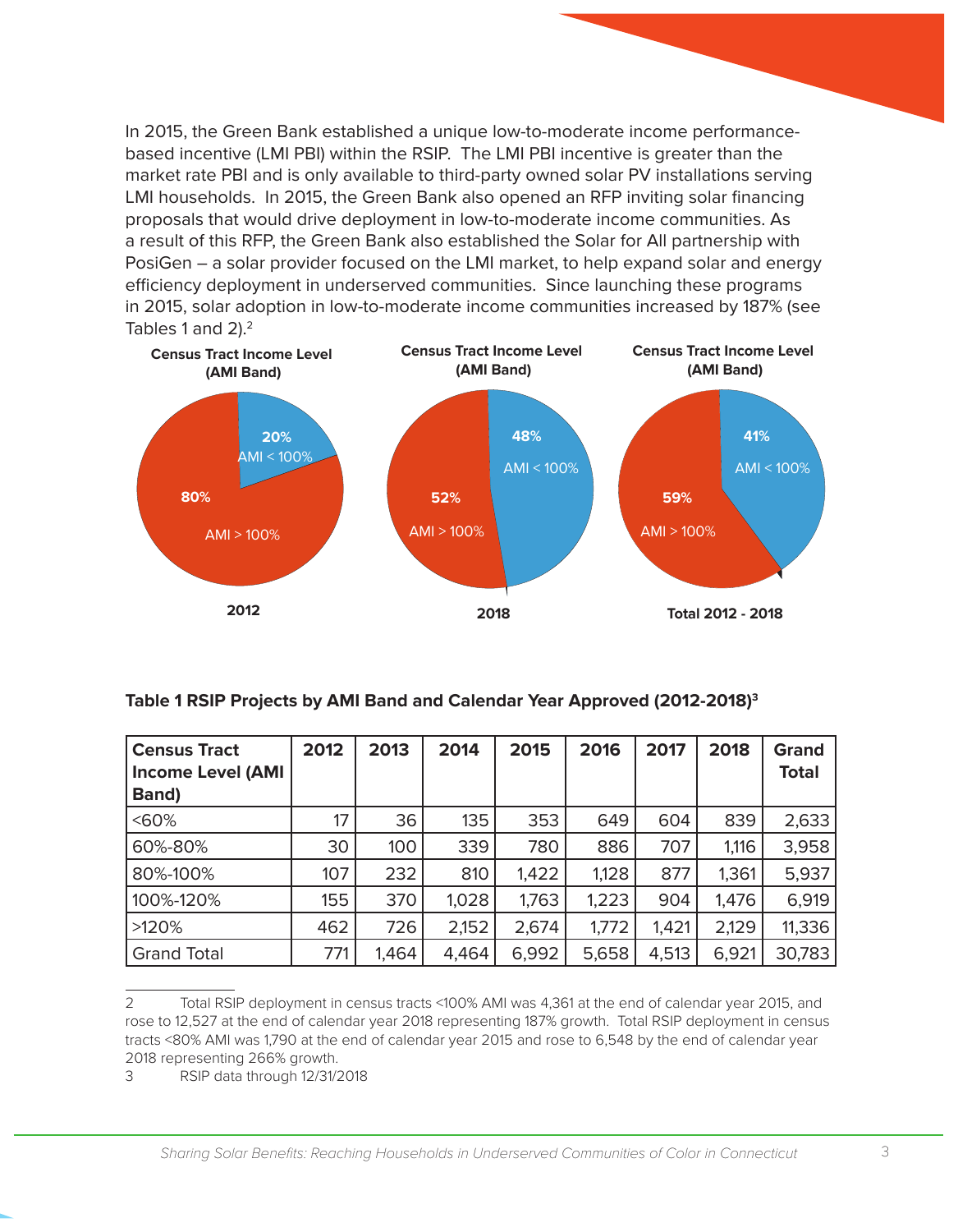In 2015, the Green Bank established a unique low-to-moderate income performance-based incentive (LMI PBI) within the RSIP. The LMI PBI incentive is greater than the market rate PBI and is only available to third-party owned solar PV installations serving LMI households. In 2015, the Green Bank also opened an RFP inviting solar financing proposals that would drive deployment in low-to-moderate income communities. As a result of this RFP, the Green Bank also established the Solar for All partnership with PosiGen – a solar provider focused on the LMI market, to help expand solar and energy efficiency deployment in underserved communities. Since launching these programs in 2015, solar adoption in low-to-moderate income communities increased by 187% (see Tables 1 and 2).[2]

Census Tract Income Level (AMI Band)

20% AMI < 100%

80% AMI > 100%

2012

Census Tract Income Level (AMI Band)

48% AMI < 100%

52% AMI > 100%

2018

Census Tract Income Level (AMI Band)

41% AMI < 100%

59% AMI > 100%

Total 2012 - 2018

**Table 1 RSIP Projects by AMI Band and Calendar Year Approved (2012-2018)[3]**

| Census Tract Income Level (AMI Band) | 2012 | 2013 | 2014 | 2015 | 2016 | 2017 | 2018 | Grand Total |
|---|---|---|---|---|---|---|---|---|
| <60% | 17 | 36 | 135 | 353 | 649 | 604 | 839 | 2,633 |
| 60%-80% | 30 | 100 | 339 | 780 | 886 | 707 | 1,116 | 3,958 |
| 80%-100% | 107 | 232 | 810 | 1,422 | 1,128 | 877 | 1,361 | 5,937 |
| 100%-120% | 155 | 370 | 1,028 | 1,763 | 1,223 | 904 | 1,476 | 6,919 |
| >120% | 462 | 726 | 2,152 | 2,674 | 1,772 | 1,421 | 2,129 | 11,336 |
| Grand Total | 771 | 1,464 | 4,464 | 6,992 | 5,658 | 4,513 | 6,921 | 30,783 |

2 Total RSIP deployment in census tracts <100% AMI was 4,361 at the end of calendar year 2015, and rose to 12,527 at the end of calendar year 2018 representing 187% growth. Total RSIP deployment in census tracts <80% AMI was 1,790 at the end of calendar year 2015 and rose to 6,548 by the end of calendar year 2018 representing 266% growth.

3 RSIP data through 12/31/2018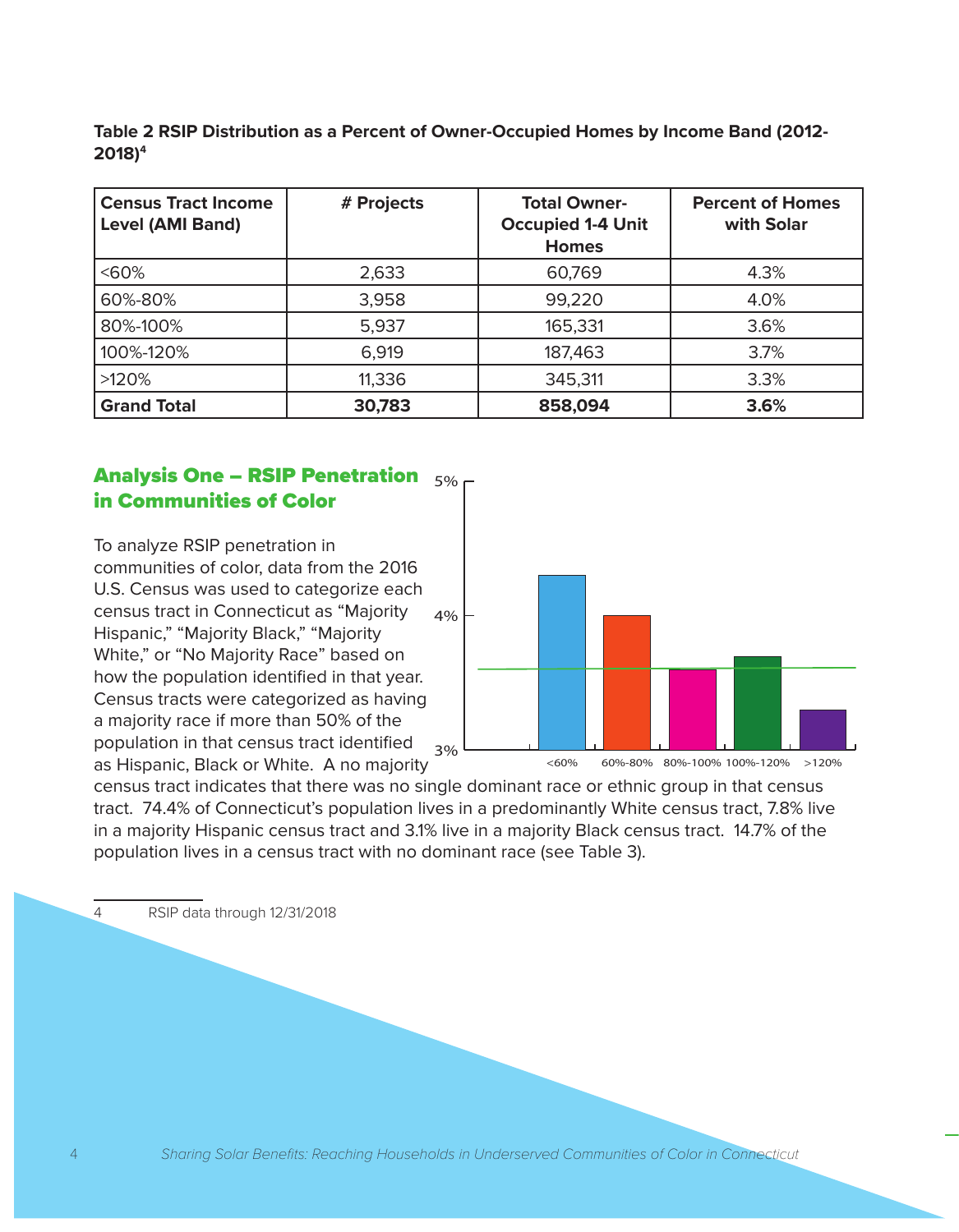**Table 2 RSIP Distribution as a Percent of Owner-Occupied Homes by Income Band (2012-2018)[4]**

| Census Tract Income Level (AMI Band) | # Projects | Total Owner-Occupied 1-4 Unit Homes | Percent of Homes with Solar |
|---|---|---|---|
| <60% | 2,633 | 60,769 | 4.3% |
| 60%-80% | 3,958 | 99,220 | 4.0% |
| 80%-100% | 5,937 | 165,331 | 3.6% |
| 100%-120% | 6,919 | 187,463 | 3.7% |
| >120% | 11,336 | 345,311 | 3.3% |
| **Grand Total** | **30,783** | **858,094** | **3.6%** |

## Analysis One – RSIP Penetration in Communities of Color

To analyze RSIP penetration in communities of color, data from the 2016 U.S. Census was used to categorize each census tract in Connecticut as "Majority Hispanic," "Majority Black," "Majority White," or "No Majority Race" based on how the population identified in that year. Census tracts were categorized as having a majority race if more than 50% of the population in that census tract identified as Hispanic, Black or White. A no majority census tract indicates that there was no single dominant race or ethnic group in that census tract. 74.4% of Connecticut's population lives in a predominantly White census tract, 7.8% live in a majority Hispanic census tract and 3.1% live in a majority Black census tract. 14.7% of the population lives in a census tract with no dominant race (see Table 3).

---

4 RSIP data through 12/31/2018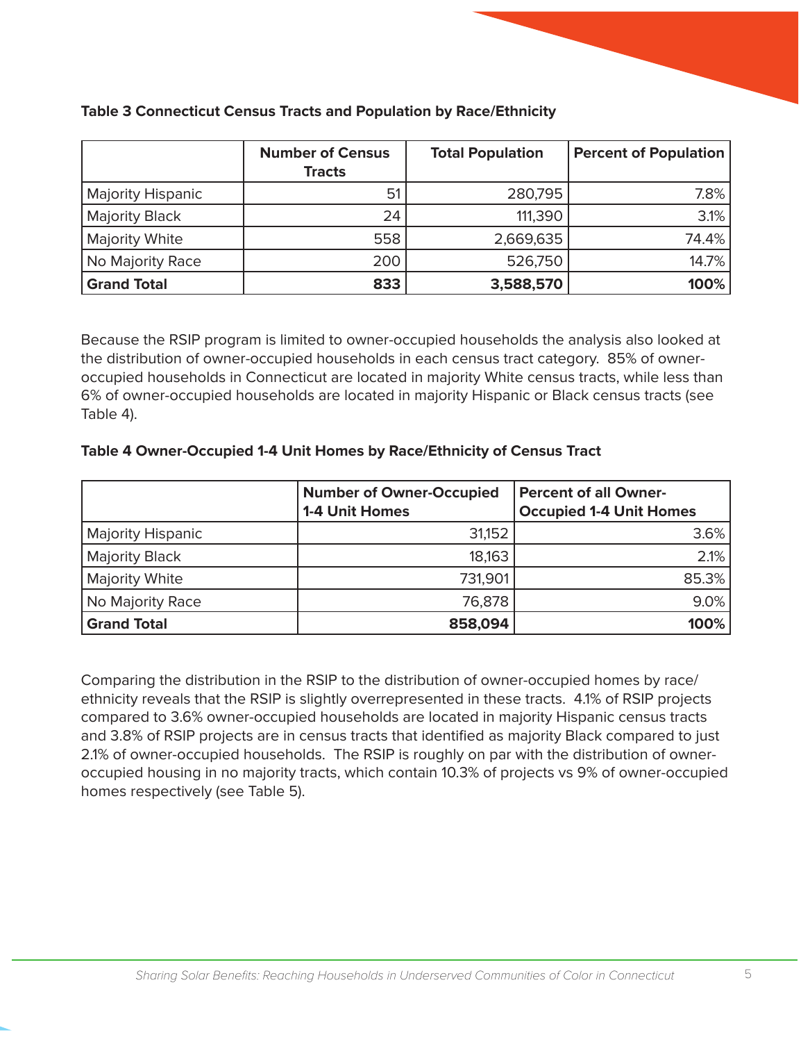**Table 3 Connecticut Census Tracts and Population by Race/Ethnicity**

| | Number of Census Tracts | Total Population | Percent of Population |
|---|---|---|---|
| Majority Hispanic | 51 | 280,795 | 7.8% |
| Majority Black | 24 | 111,390 | 3.1% |
| Majority White | 558 | 2,669,635 | 74.4% |
| No Majority Race | 200 | 526,750 | 14.7% |
| **Grand Total** | **833** | **3,588,570** | **100%** |

Because the RSIP program is limited to owner-occupied households the analysis also looked at the distribution of owner-occupied households in each census tract category. 85% of owner-occupied households in Connecticut are located in majority White census tracts, while less than 6% of owner-occupied households are located in majority Hispanic or Black census tracts (see Table 4).

**Table 4 Owner-Occupied 1-4 Unit Homes by Race/Ethnicity of Census Tract**

| | Number of Owner-Occupied 1-4 Unit Homes | Percent of all Owner-Occupied 1-4 Unit Homes |
|---|---|---|
| Majority Hispanic | 31,152 | 3.6% |
| Majority Black | 18,163 | 2.1% |
| Majority White | 731,901 | 85.3% |
| No Majority Race | 76,878 | 9.0% |
| **Grand Total** | **858,094** | **100%** |

Comparing the distribution in the RSIP to the distribution of owner-occupied homes by race/ethnicity reveals that the RSIP is slightly overrepresented in these tracts. 4.1% of RSIP projects compared to 3.6% owner-occupied households are located in majority Hispanic census tracts and 3.8% of RSIP projects are in census tracts that identified as majority Black compared to just 2.1% of owner-occupied households. The RSIP is roughly on par with the distribution of owner-occupied housing in no majority tracts, which contain 10.3% of projects vs 9% of owner-occupied homes respectively (see Table 5).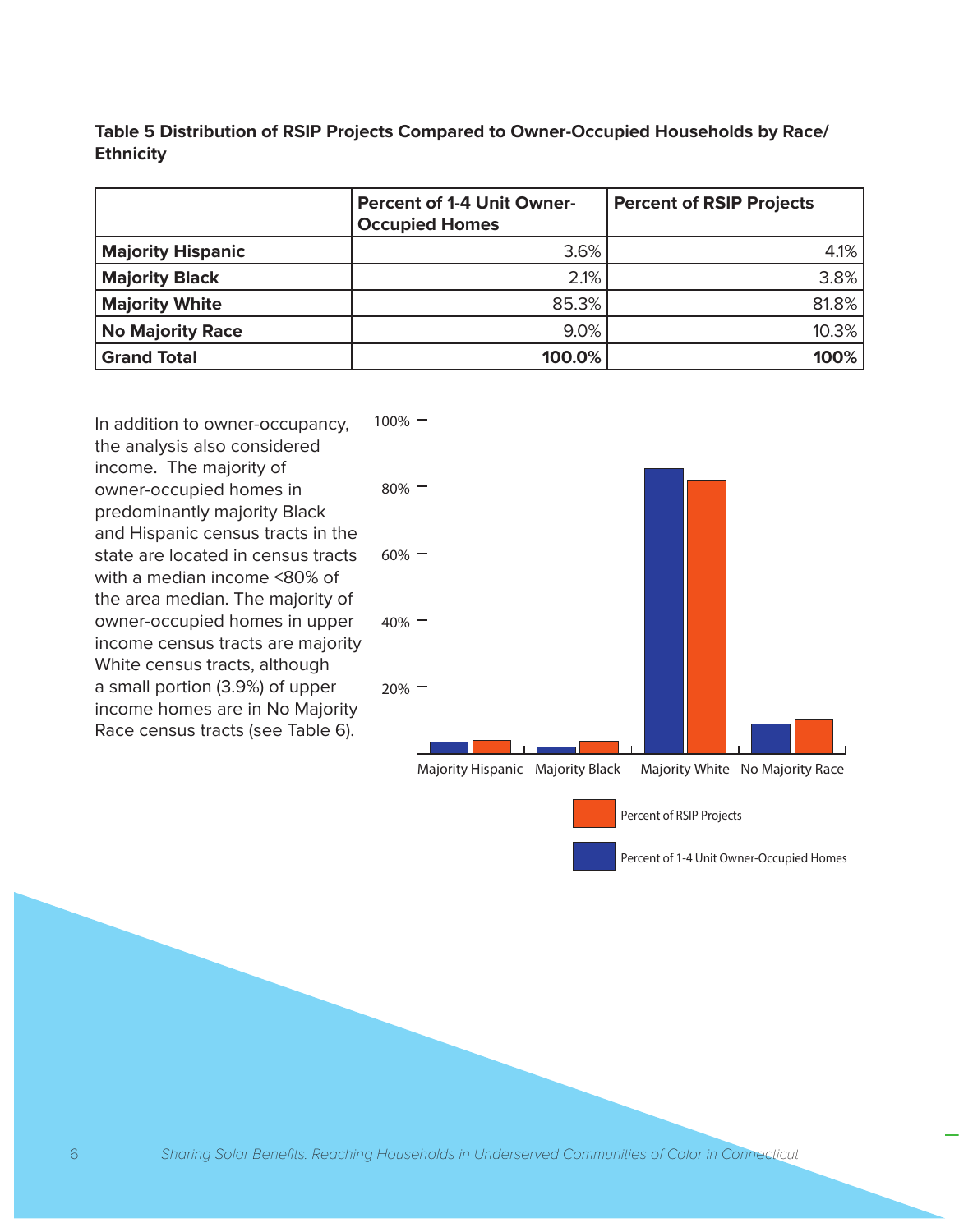**Table 5 Distribution of RSIP Projects Compared to Owner-Occupied Households by Race/ Ethnicity**

| | Percent of 1-4 Unit Owner-Occupied Homes | Percent of RSIP Projects |
|---|---:|---:|
| **Majority Hispanic** | 3.6% | 4.1% |
| **Majority Black** | 2.1% | 3.8% |
| **Majority White** | 85.3% | 81.8% |
| **No Majority Race** | 9.0% | 10.3% |
| **Grand Total** | **100.0%** | **100%** |

In addition to owner-occupancy, the analysis also considered income. The majority of owner-occupied homes in predominantly majority Black and Hispanic census tracts in the state are located in census tracts with a median income <80% of the area median. The majority of owner-occupied homes in upper income census tracts are majority White census tracts, although a small portion (3.9%) of upper income homes are in No Majority Race census tracts (see Table 6).

100%
80%
60%
40%
20%

Majority Hispanic
Majority Black
Majority White
No Majority Race

Percent of RSIP Projects
Percent of 1-4 Unit Owner-Occupied Homes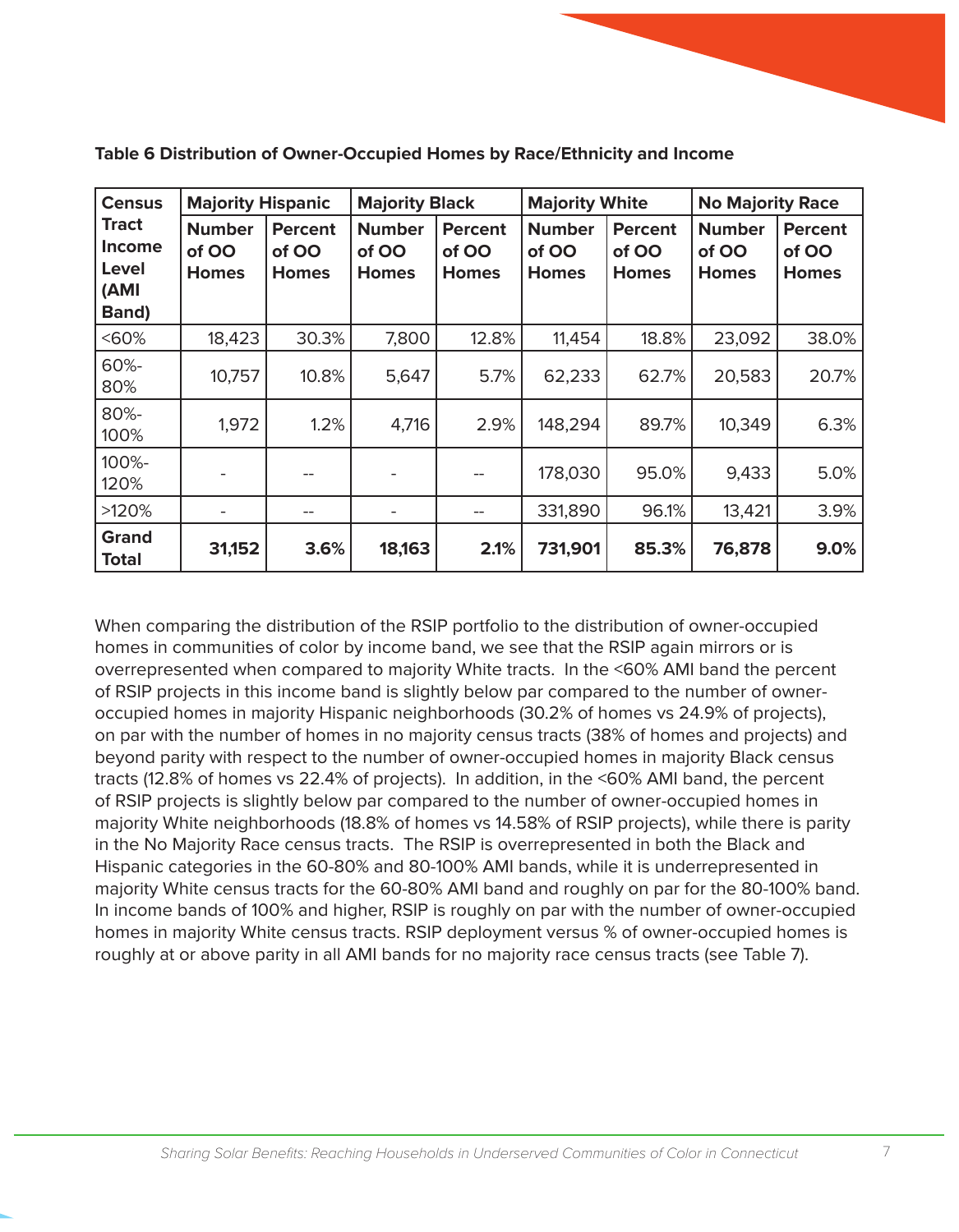**Table 6 Distribution of Owner-Occupied Homes by Race/Ethnicity and Income**

| Census Tract Income Level (AMI Band) | Majority Hispanic | | Majority Black | | Majority White | | No Majority Race | |
|---|---|---|---|---|---|---|---|---|
| | Number of OO Homes | Percent of OO Homes | Number of OO Homes | Percent of OO Homes | Number of OO Homes | Percent of OO Homes | Number of OO Homes | Percent of OO Homes |
| <60% | 18,423 | 30.3% | 7,800 | 12.8% | 11,454 | 18.8% | 23,092 | 38.0% |
| 60%-80% | 10,757 | 10.8% | 5,647 | 5.7% | 62,233 | 62.7% | 20,583 | 20.7% |
| 80%-100% | 1,972 | 1.2% | 4,716 | 2.9% | 148,294 | 89.7% | 10,349 | 6.3% |
| 100%-120% | - | -- | - | -- | 178,030 | 95.0% | 9,433 | 5.0% |
| >120% | - | -- | - | -- | 331,890 | 96.1% | 13,421 | 3.9% |
| **Grand Total** | **31,152** | **3.6%** | **18,163** | **2.1%** | **731,901** | **85.3%** | **76,878** | **9.0%** |

When comparing the distribution of the RSIP portfolio to the distribution of owner-occupied homes in communities of color by income band, we see that the RSIP again mirrors or is overrepresented when compared to majority White tracts. In the <60% AMI band the percent of RSIP projects in this income band is slightly below par compared to the number of owner-occupied homes in majority Hispanic neighborhoods (30.2% of homes vs 24.9% of projects), on par with the number of homes in no majority census tracts (38% of homes and projects) and beyond parity with respect to the number of owner-occupied homes in majority Black census tracts (12.8% of homes vs 22.4% of projects). In addition, in the <60% AMI band, the percent of RSIP projects is slightly below par compared to the number of owner-occupied homes in majority White neighborhoods (18.8% of homes vs 14.58% of RSIP projects), while there is parity in the No Majority Race census tracts. The RSIP is overrepresented in both the Black and Hispanic categories in the 60-80% and 80-100% AMI bands, while it is underrepresented in majority White census tracts for the 60-80% AMI band and roughly on par for the 80-100% band. In income bands of 100% and higher, RSIP is roughly on par with the number of owner-occupied homes in majority White census tracts. RSIP deployment versus % of owner-occupied homes is roughly at or above parity in all AMI bands for no majority race census tracts (see Table 7).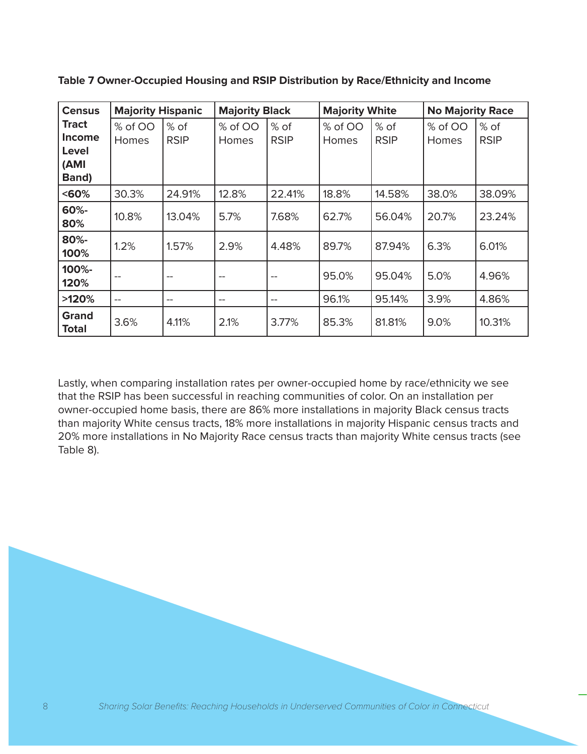**Table 7 Owner-Occupied Housing and RSIP Distribution by Race/Ethnicity and Income**

| Census Tract Income Level (AMI Band) | Majority Hispanic | | Majority Black | | Majority White | | No Majority Race | |
|---|---|---|---|---|---|---|---|---|
| | % of OO Homes | % of RSIP | % of OO Homes | % of RSIP | % of OO Homes | % of RSIP | % of OO Homes | % of RSIP |
| <60% | 30.3% | 24.91% | 12.8% | 22.41% | 18.8% | 14.58% | 38.0% | 38.09% |
| 60%-80% | 10.8% | 13.04% | 5.7% | 7.68% | 62.7% | 56.04% | 20.7% | 23.24% |
| 80%-100% | 1.2% | 1.57% | 2.9% | 4.48% | 89.7% | 87.94% | 6.3% | 6.01% |
| 100%-120% | -- | -- | -- | -- | 95.0% | 95.04% | 5.0% | 4.96% |
| >120% | -- | -- | -- | -- | 96.1% | 95.14% | 3.9% | 4.86% |
| Grand Total | 3.6% | 4.11% | 2.1% | 3.77% | 85.3% | 81.81% | 9.0% | 10.31% |

Lastly, when comparing installation rates per owner-occupied home by race/ethnicity we see that the RSIP has been successful in reaching communities of color. On an installation per owner-occupied home basis, there are 86% more installations in majority Black census tracts than majority White census tracts, 18% more installations in majority Hispanic census tracts and 20% more installations in No Majority Race census tracts than majority White census tracts (see Table 8).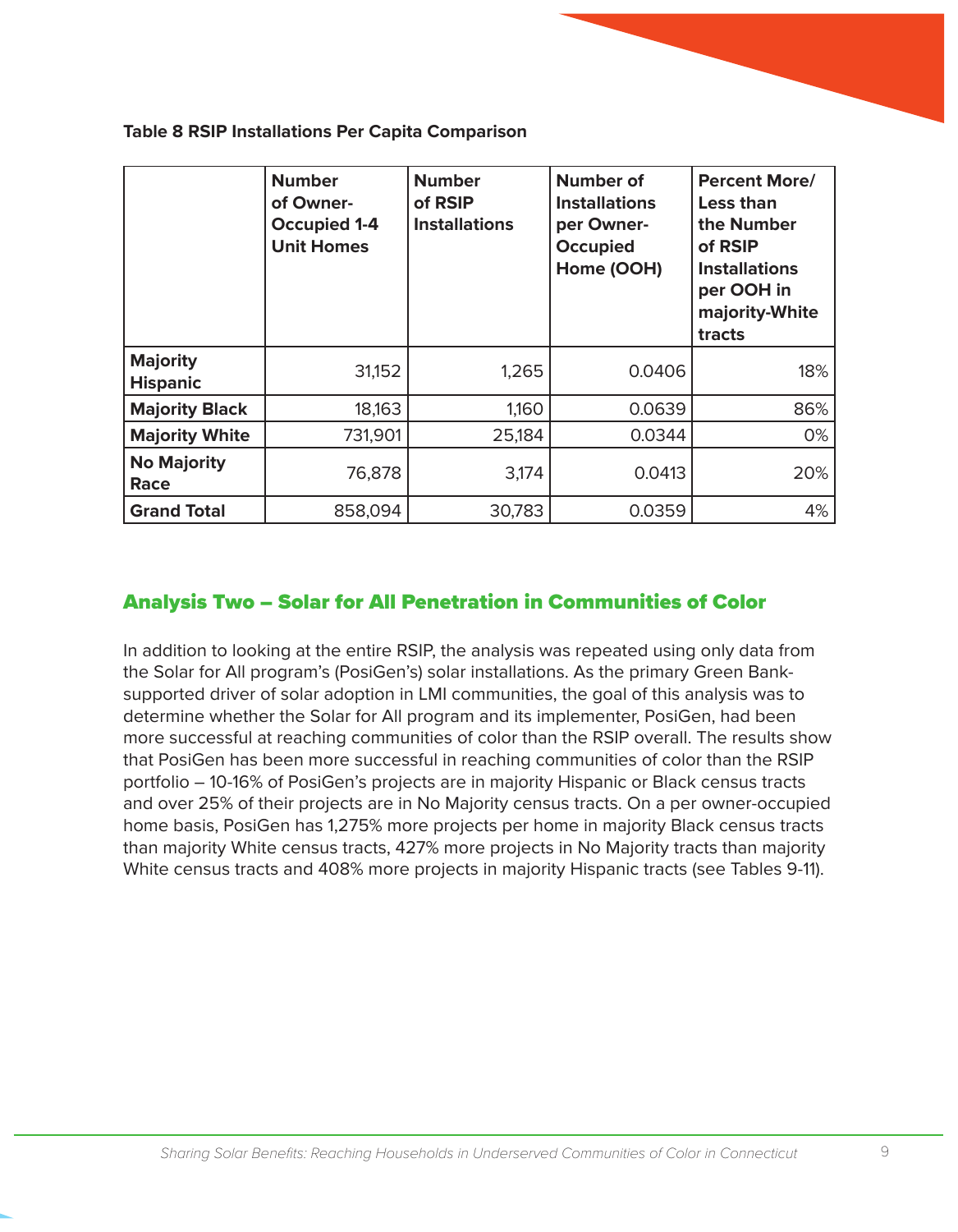**Table 8 RSIP Installations Per Capita Comparison**

| | Number of Owner-Occupied 1-4 Unit Homes | Number of RSIP Installations | Number of Installations per Owner-Occupied Home (OOH) | Percent More/ Less than the Number of RSIP Installations per OOH in majority-White tracts |
|---|---|---|---|---|
| **Majority Hispanic** | 31,152 | 1,265 | 0.0406 | 18% |
| **Majority Black** | 18,163 | 1,160 | 0.0639 | 86% |
| **Majority White** | 731,901 | 25,184 | 0.0344 | 0% |
| **No Majority Race** | 76,878 | 3,174 | 0.0413 | 20% |
| **Grand Total** | 858,094 | 30,783 | 0.0359 | 4% |

## Analysis Two – Solar for All Penetration in Communities of Color

In addition to looking at the entire RSIP, the analysis was repeated using only data from the Solar for All program's (PosiGen's) solar installations. As the primary Green Bank-supported driver of solar adoption in LMI communities, the goal of this analysis was to determine whether the Solar for All program and its implementer, PosiGen, had been more successful at reaching communities of color than the RSIP overall. The results show that PosiGen has been more successful in reaching communities of color than the RSIP portfolio – 10-16% of PosiGen's projects are in majority Hispanic or Black census tracts and over 25% of their projects are in No Majority census tracts. On a per owner-occupied home basis, PosiGen has 1,275% more projects per home in majority Black census tracts than majority White census tracts, 427% more projects in No Majority tracts than majority White census tracts and 408% more projects in majority Hispanic tracts (see Tables 9-11).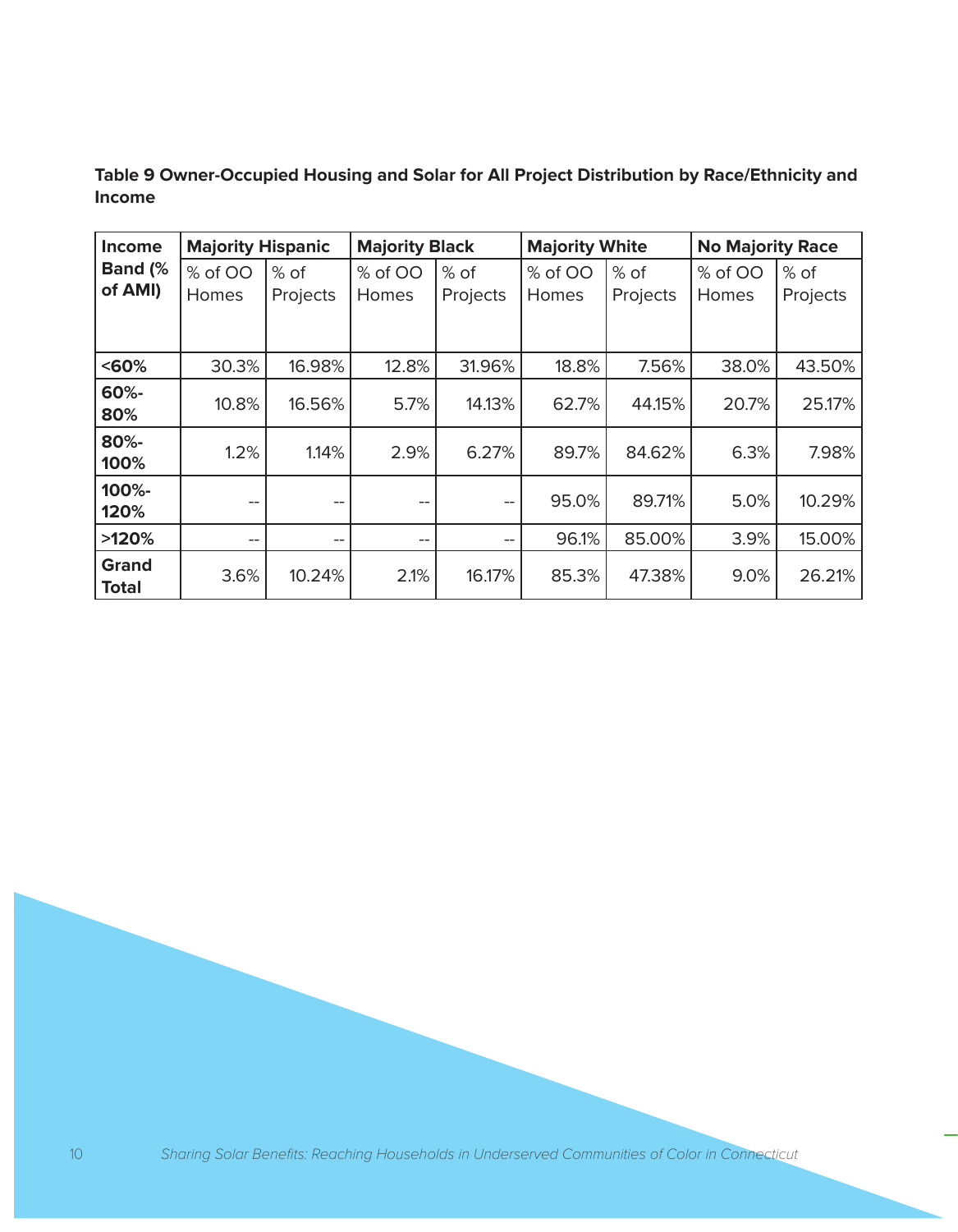**Table 9 Owner-Occupied Housing and Solar for All Project Distribution by Race/Ethnicity and Income**

| Income Band (% of AMI) | Majority Hispanic | | Majority Black | | Majority White | | No Majority Race | |
|---|---|---|---|---|---|---|---|---|
| | % of OO Homes | % of Projects | % of OO Homes | % of Projects | % of OO Homes | % of Projects | % of OO Homes | % of Projects |
| <60% | 30.3% | 16.98% | 12.8% | 31.96% | 18.8% | 7.56% | 38.0% | 43.50% |
| 60%-80% | 10.8% | 16.56% | 5.7% | 14.13% | 62.7% | 44.15% | 20.7% | 25.17% |
| 80%-100% | 1.2% | 1.14% | 2.9% | 6.27% | 89.7% | 84.62% | 6.3% | 7.98% |
| 100%-120% | -- | -- | -- | -- | 95.0% | 89.71% | 5.0% | 10.29% |
| >120% | -- | -- | -- | -- | 96.1% | 85.00% | 3.9% | 15.00% |
| Grand Total | 3.6% | 10.24% | 2.1% | 16.17% | 85.3% | 47.38% | 9.0% | 26.21% |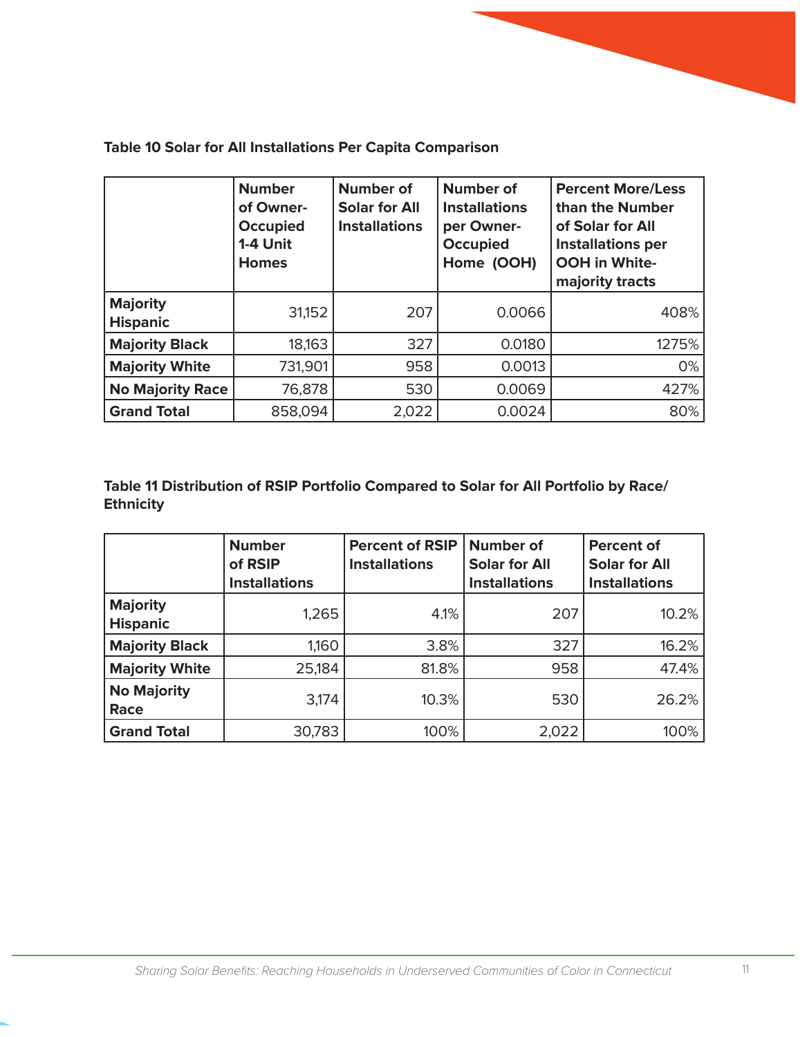**Table 10 Solar for All Installations Per Capita Comparison**

| | Number of Owner-Occupied 1-4 Unit Homes | Number of Solar for All Installations | Number of Installations per Owner-Occupied Home (OOH) | Percent More/Less than the Number of Solar for All Installations per OOH in White-majority tracts |
|---|---|---|---|---|
| **Majority Hispanic** | 31,152 | 207 | 0.0066 | 408% |
| **Majority Black** | 18,163 | 327 | 0.0180 | 1275% |
| **Majority White** | 731,901 | 958 | 0.0013 | 0% |
| **No Majority Race** | 76,878 | 530 | 0.0069 | 427% |
| **Grand Total** | 858,094 | 2,022 | 0.0024 | 80% |

**Table 11 Distribution of RSIP Portfolio Compared to Solar for All Portfolio by Race/ Ethnicity**

| | Number of RSIP Installations | Percent of RSIP Installations | Number of Solar for All Installations | Percent of Solar for All Installations |
|---|---|---|---|---|
| **Majority Hispanic** | 1,265 | 4.1% | 207 | 10.2% |
| **Majority Black** | 1,160 | 3.8% | 327 | 16.2% |
| **Majority White** | 25,184 | 81.8% | 958 | 47.4% |
| **No Majority Race** | 3,174 | 10.3% | 530 | 26.2% |
| **Grand Total** | 30,783 | 100% | 2,022 | 100% |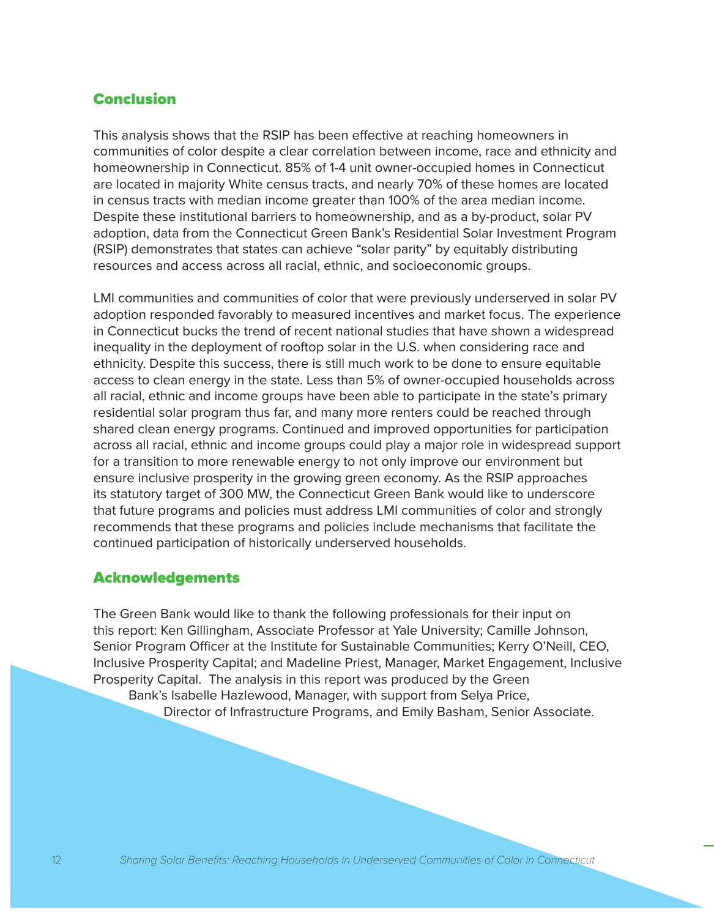## Conclusion

This analysis shows that the RSIP has been effective at reaching homeowners in communities of color despite a clear correlation between income, race and ethnicity and homeownership in Connecticut. 85% of 1-4 unit owner-occupied homes in Connecticut are located in majority White census tracts, and nearly 70% of these homes are located in census tracts with median income greater than 100% of the area median income. Despite these institutional barriers to homeownership, and as a by-product, solar PV adoption, data from the Connecticut Green Bank's Residential Solar Investment Program (RSIP) demonstrates that states can achieve "solar parity" by equitably distributing resources and access across all racial, ethnic, and socioeconomic groups.

LMI communities and communities of color that were previously underserved in solar PV adoption responded favorably to measured incentives and market focus. The experience in Connecticut bucks the trend of recent national studies that have shown a widespread inequality in the deployment of rooftop solar in the U.S. when considering race and ethnicity. Despite this success, there is still much work to be done to ensure equitable access to clean energy in the state. Less than 5% of owner-occupied households across all racial, ethnic and income groups have been able to participate in the state's primary residential solar program thus far, and many more renters could be reached through shared clean energy programs. Continued and improved opportunities for participation across all racial, ethnic and income groups could play a major role in widespread support for a transition to more renewable energy to not only improve our environment but ensure inclusive prosperity in the growing green economy. As the RSIP approaches its statutory target of 300 MW, the Connecticut Green Bank would like to underscore that future programs and policies must address LMI communities of color and strongly recommends that these programs and policies include mechanisms that facilitate the continued participation of historically underserved households.

## Acknowledgements

The Green Bank would like to thank the following professionals for their input on this report: Ken Gillingham, Associate Professor at Yale University; Camille Johnson, Senior Program Officer at the Institute for Sustainable Communities; Kerry O'Neill, CEO, Inclusive Prosperity Capital; and Madeline Priest, Manager, Market Engagement, Inclusive Prosperity Capital. The analysis in this report was produced by the Green Bank's Isabelle Hazlewood, Manager, with support from Selya Price, Director of Infrastructure Programs, and Emily Basham, Senior Associate.